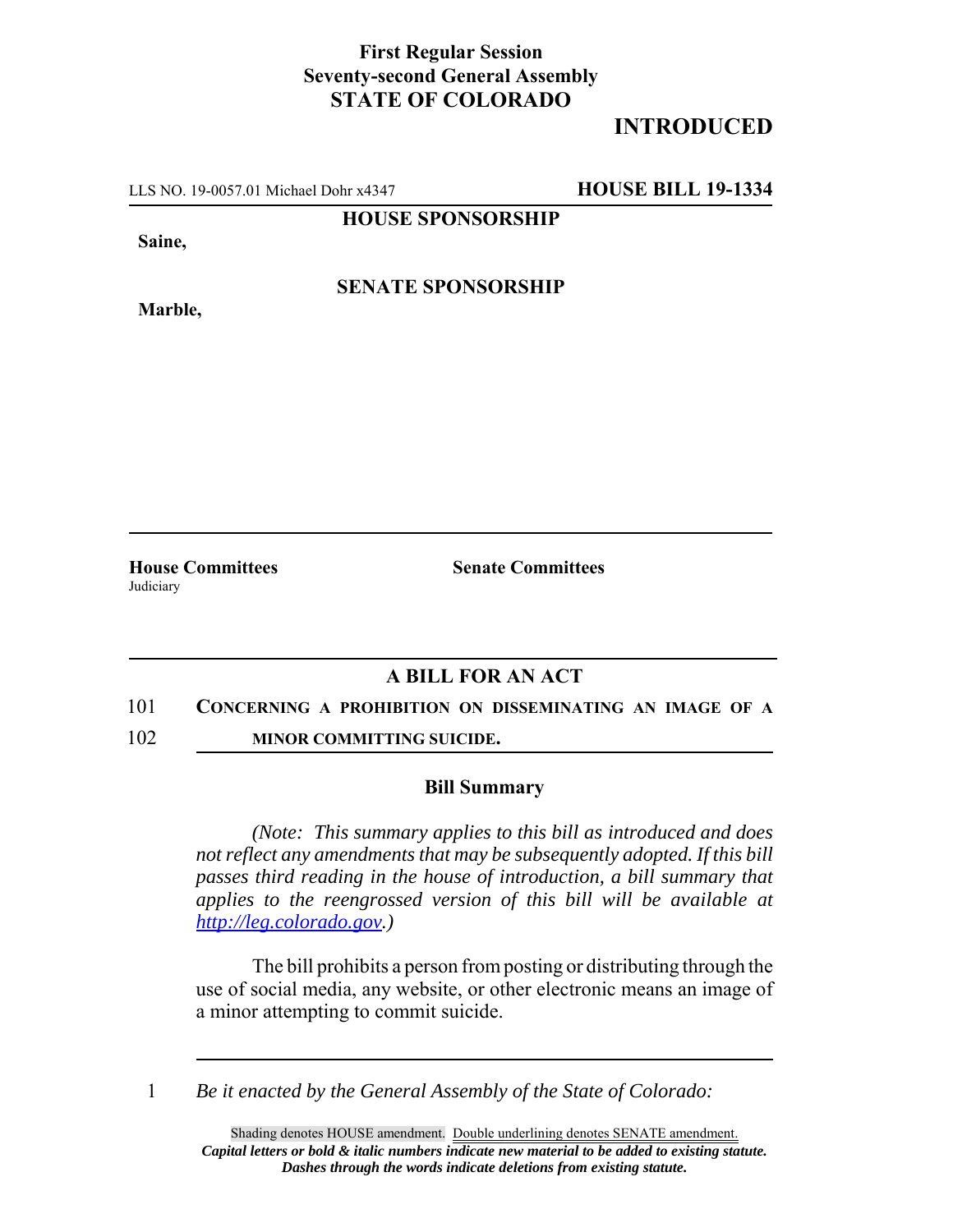**First Regular Session**
**Seventy-second General Assembly**
**STATE OF COLORADO**

**INTRODUCED**

LLS NO. 19-0057.01 Michael Dohr x4347 **HOUSE BILL 19-1334**

**HOUSE SPONSORSHIP**

**Saine,**

**SENATE SPONSORSHIP**

**Marble,**

**House Committees**
Judiciary

**Senate Committees**

## A BILL FOR AN ACT

101 **CONCERNING A PROHIBITION ON DISSEMINATING AN IMAGE OF A**
102 **MINOR COMMITTING SUICIDE.**

### Bill Summary

*(Note: This summary applies to this bill as introduced and does not reflect any amendments that may be subsequently adopted. If this bill passes third reading in the house of introduction, a bill summary that applies to the reengrossed version of this bill will be available at http://leg.colorado.gov.)*

The bill prohibits a person from posting or distributing through the use of social media, any website, or other electronic means an image of a minor attempting to commit suicide.

1 *Be it enacted by the General Assembly of the State of Colorado:*

Shading denotes HOUSE amendment. Double underlining denotes SENATE amendment.
***Capital letters or bold & italic numbers indicate new material to be added to existing statute.***
***Dashes through the words indicate deletions from existing statute.***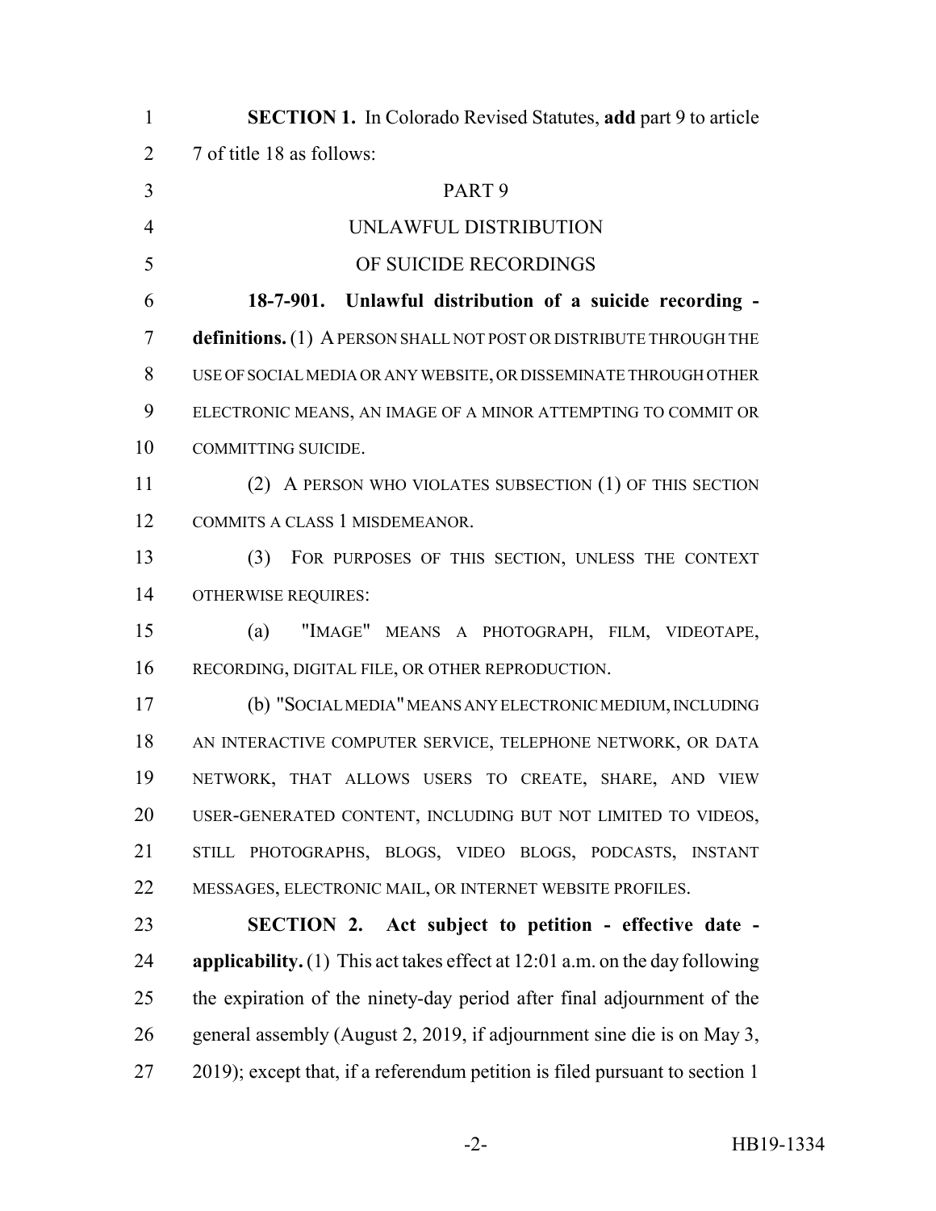**SECTION 1.** In Colorado Revised Statutes, **add** part 9 to article 7 of title 18 as follows:

PART 9

UNLAWFUL DISTRIBUTION

OF SUICIDE RECORDINGS

**18-7-901. Unlawful distribution of a suicide recording - definitions.** (1) A PERSON SHALL NOT POST OR DISTRIBUTE THROUGH THE USE OF SOCIAL MEDIA OR ANY WEBSITE, OR DISSEMINATE THROUGH OTHER ELECTRONIC MEANS, AN IMAGE OF A MINOR ATTEMPTING TO COMMIT OR COMMITTING SUICIDE.

(2) A PERSON WHO VIOLATES SUBSECTION (1) OF THIS SECTION COMMITS A CLASS 1 MISDEMEANOR.

(3) FOR PURPOSES OF THIS SECTION, UNLESS THE CONTEXT OTHERWISE REQUIRES:

(a) "IMAGE" MEANS A PHOTOGRAPH, FILM, VIDEOTAPE, RECORDING, DIGITAL FILE, OR OTHER REPRODUCTION.

(b) "SOCIAL MEDIA" MEANS ANY ELECTRONIC MEDIUM, INCLUDING AN INTERACTIVE COMPUTER SERVICE, TELEPHONE NETWORK, OR DATA NETWORK, THAT ALLOWS USERS TO CREATE, SHARE, AND VIEW USER-GENERATED CONTENT, INCLUDING BUT NOT LIMITED TO VIDEOS, STILL PHOTOGRAPHS, BLOGS, VIDEO BLOGS, PODCASTS, INSTANT MESSAGES, ELECTRONIC MAIL, OR INTERNET WEBSITE PROFILES.

**SECTION 2. Act subject to petition - effective date - applicability.** (1) This act takes effect at 12:01 a.m. on the day following the expiration of the ninety-day period after final adjournment of the general assembly (August 2, 2019, if adjournment sine die is on May 3, 2019); except that, if a referendum petition is filed pursuant to section 1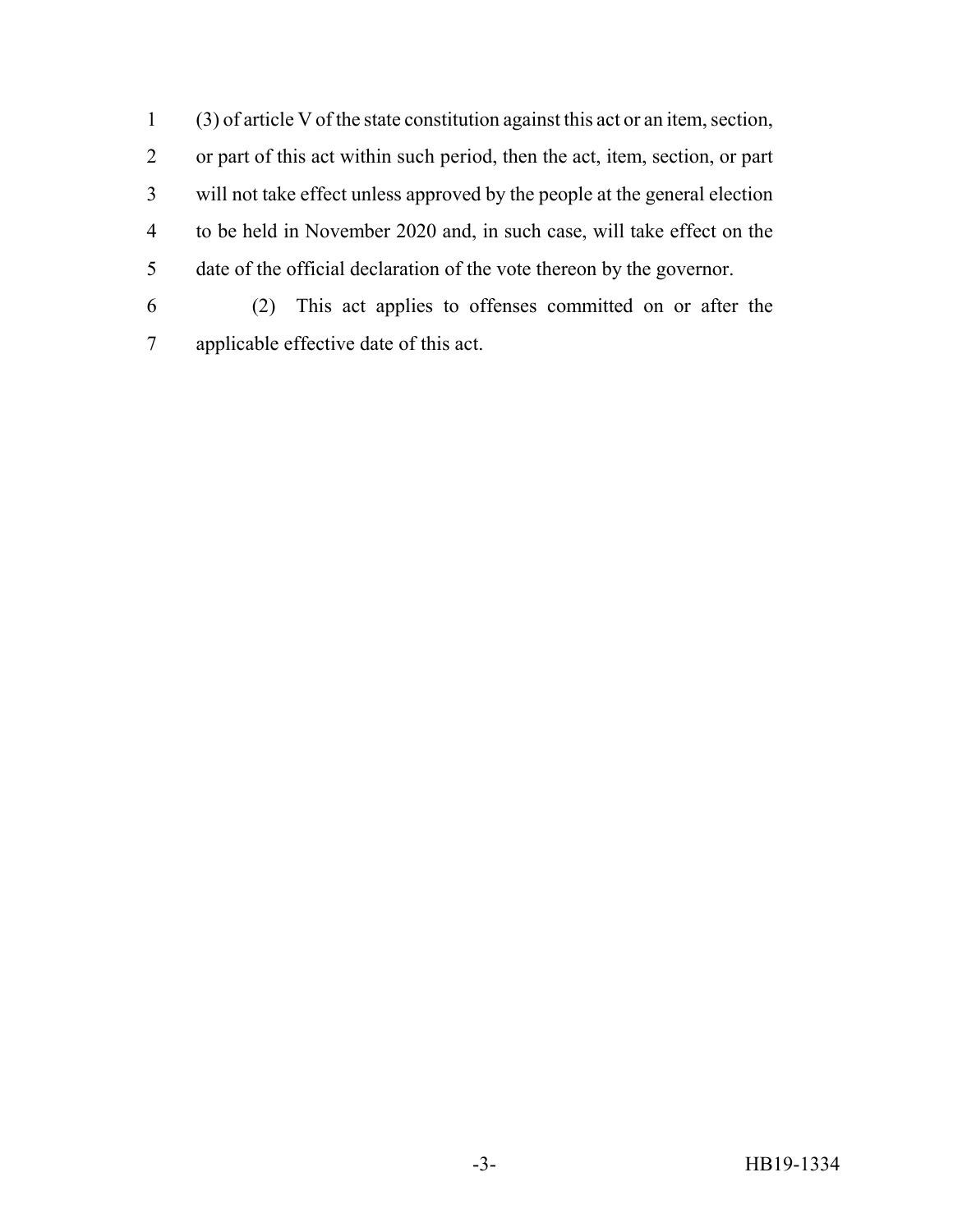(3) of article V of the state constitution against this act or an item, section, or part of this act within such period, then the act, item, section, or part will not take effect unless approved by the people at the general election to be held in November 2020 and, in such case, will take effect on the date of the official declaration of the vote thereon by the governor.

(2) This act applies to offenses committed on or after the applicable effective date of this act.